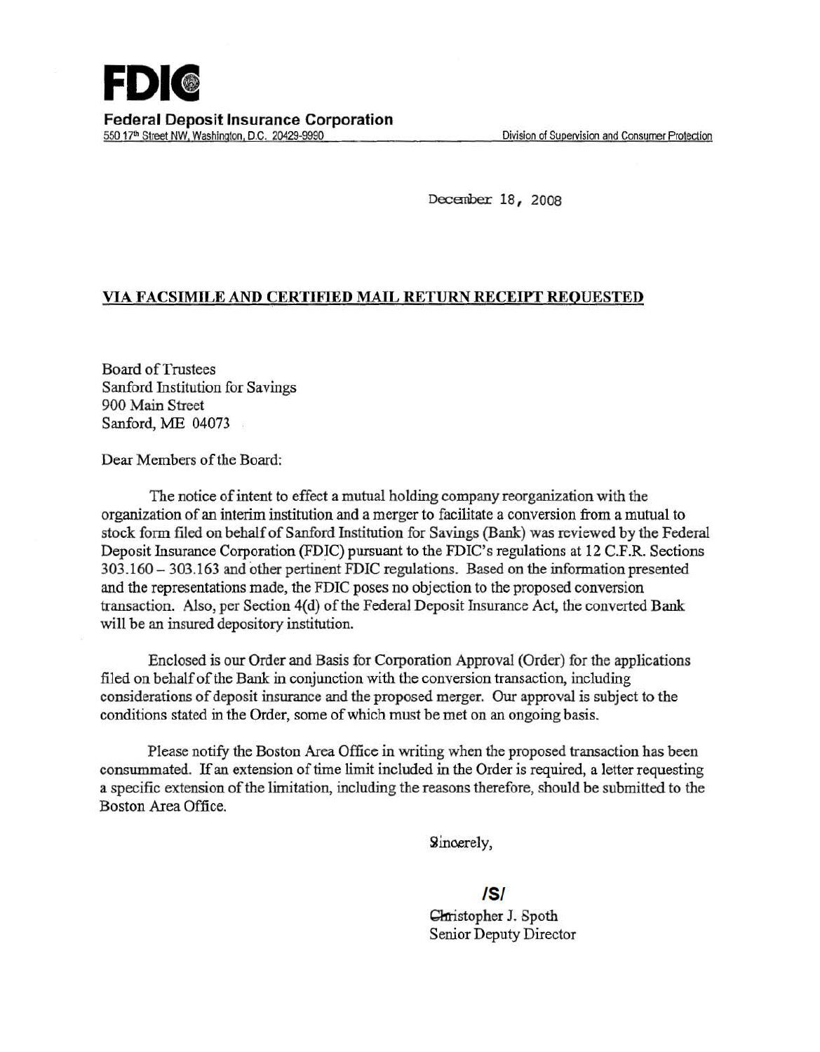# FDIC

**Federal Deposit Insurance Corporation**

550 17th Street NW, Washington, D.C. 20429-9990

Division of Supervision and Consumer Protection

December 18, 2008

**VIA FACSIMILE AND CERTIFIED MAIL RETURN RECEIPT REQUESTED**

Board of Trustees
Sanford Institution for Savings
900 Main Street
Sanford, ME 04073

Dear Members of the Board:

The notice of intent to effect a mutual holding company reorganization with the organization of an interim institution and a merger to facilitate a conversion from a mutual to stock form filed on behalf of Sanford Institution for Savings (Bank) was reviewed by the Federal Deposit Insurance Corporation (FDIC) pursuant to the FDIC's regulations at 12 C.F.R. Sections 303.160 – 303.163 and other pertinent FDIC regulations. Based on the information presented and the representations made, the FDIC poses no objection to the proposed conversion transaction. Also, per Section 4(d) of the Federal Deposit Insurance Act, the converted Bank will be an insured depository institution.

Enclosed is our Order and Basis for Corporation Approval (Order) for the applications filed on behalf of the Bank in conjunction with the conversion transaction, including considerations of deposit insurance and the proposed merger. Our approval is subject to the conditions stated in the Order, some of which must be met on an ongoing basis.

Please notify the Boston Area Office in writing when the proposed transaction has been consummated. If an extension of time limit included in the Order is required, a letter requesting a specific extension of the limitation, including the reasons therefore, should be submitted to the Boston Area Office.

Sincerely,

/S/

Christopher J. Spoth
Senior Deputy Director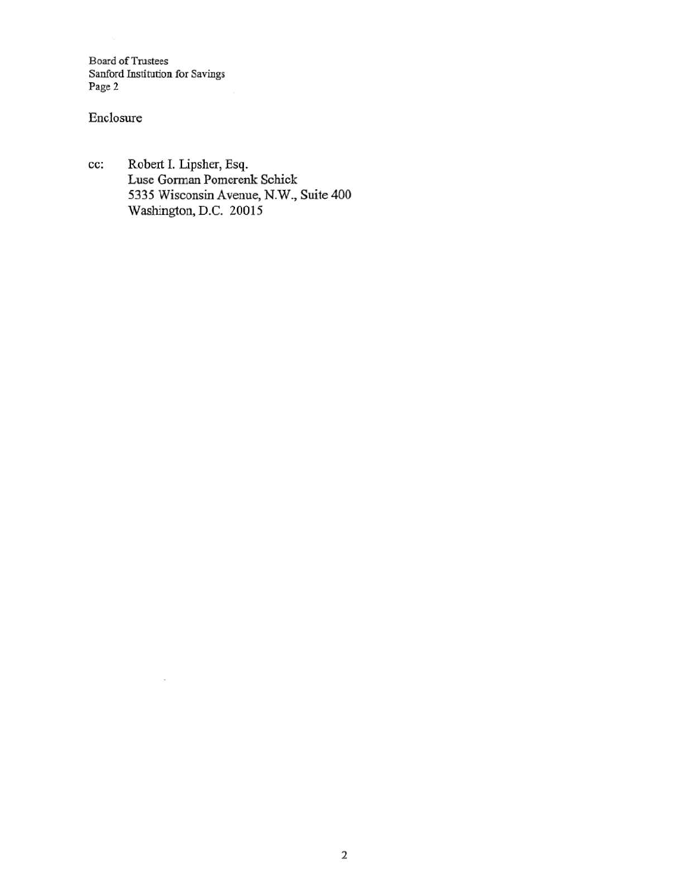Enclosure

cc: Robert I. Lipsher, Esq.
Luse Gorman Pomerenk Schick
5335 Wisconsin Avenue, N.W., Suite 400
Washington, D.C. 20015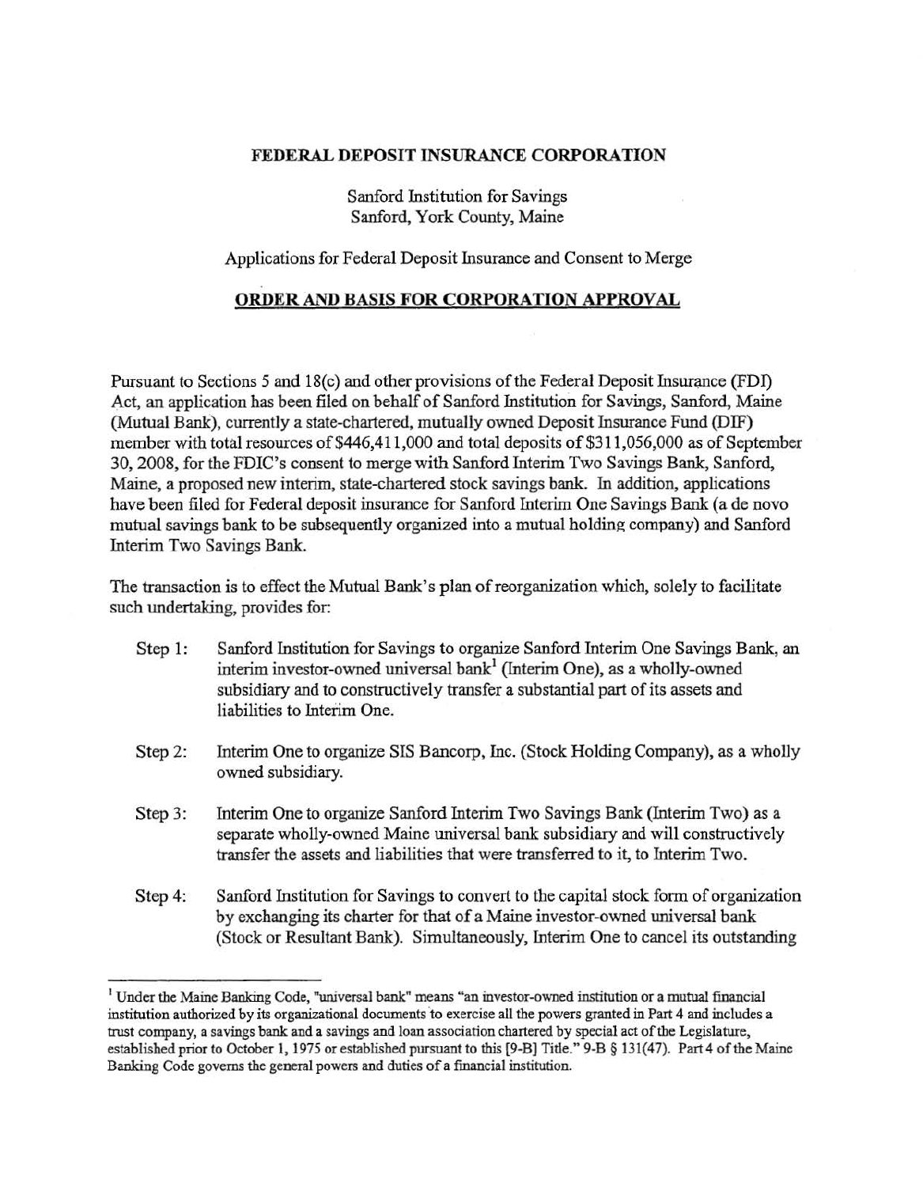**FEDERAL DEPOSIT INSURANCE CORPORATION**

Sanford Institution for Savings
Sanford, York County, Maine

Applications for Federal Deposit Insurance and Consent to Merge

**ORDER AND BASIS FOR CORPORATION APPROVAL**

Pursuant to Sections 5 and 18(c) and other provisions of the Federal Deposit Insurance (FDI) Act, an application has been filed on behalf of Sanford Institution for Savings, Sanford, Maine (Mutual Bank), currently a state-chartered, mutually owned Deposit Insurance Fund (DIF) member with total resources of $446,411,000 and total deposits of $311,056,000 as of September 30, 2008, for the FDIC's consent to merge with Sanford Interim Two Savings Bank, Sanford, Maine, a proposed new interim, state-chartered stock savings bank. In addition, applications have been filed for Federal deposit insurance for Sanford Interim One Savings Bank (a de novo mutual savings bank to be subsequently organized into a mutual holding company) and Sanford Interim Two Savings Bank.

The transaction is to effect the Mutual Bank's plan of reorganization which, solely to facilitate such undertaking, provides for:

- Step 1: Sanford Institution for Savings to organize Sanford Interim One Savings Bank, an interim investor-owned universal bank[1] (Interim One), as a wholly-owned subsidiary and to constructively transfer a substantial part of its assets and liabilities to Interim One.
- Step 2: Interim One to organize SIS Bancorp, Inc. (Stock Holding Company), as a wholly owned subsidiary.
- Step 3: Interim One to organize Sanford Interim Two Savings Bank (Interim Two) as a separate wholly-owned Maine universal bank subsidiary and will constructively transfer the assets and liabilities that were transferred to it, to Interim Two.
- Step 4: Sanford Institution for Savings to convert to the capital stock form of organization by exchanging its charter for that of a Maine investor-owned universal bank (Stock or Resultant Bank). Simultaneously, Interim One to cancel its outstanding

[1] Under the Maine Banking Code, "universal bank" means "an investor-owned institution or a mutual financial institution authorized by its organizational documents to exercise all the powers granted in Part 4 and includes a trust company, a savings bank and a savings and loan association chartered by special act of the Legislature, established prior to October 1, 1975 or established pursuant to this [9-B] Title." 9-B § 131(47). Part 4 of the Maine Banking Code governs the general powers and duties of a financial institution.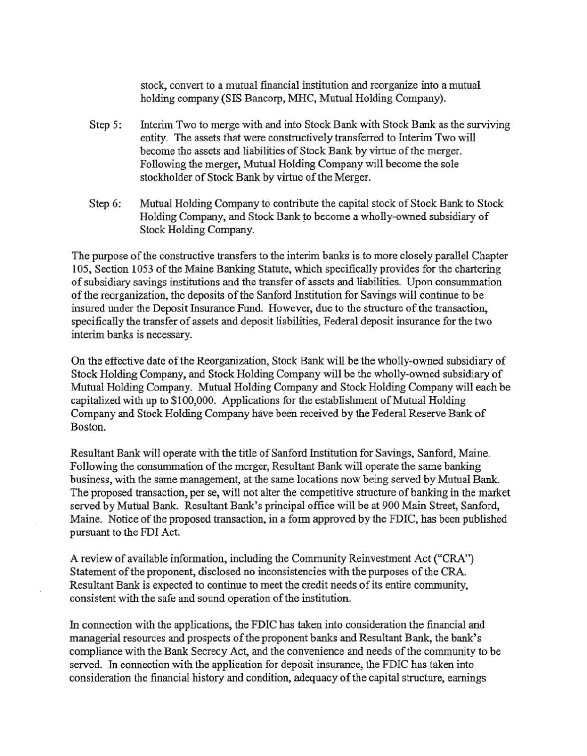stock, convert to a mutual financial institution and reorganize into a mutual holding company (SIS Bancorp, MHC, Mutual Holding Company).

Step 5: Interim Two to merge with and into Stock Bank with Stock Bank as the surviving entity. The assets that were constructively transferred to Interim Two will become the assets and liabilities of Stock Bank by virtue of the merger. Following the merger, Mutual Holding Company will become the sole stockholder of Stock Bank by virtue of the Merger.

Step 6: Mutual Holding Company to contribute the capital stock of Stock Bank to Stock Holding Company, and Stock Bank to become a wholly-owned subsidiary of Stock Holding Company.

The purpose of the constructive transfers to the interim banks is to more closely parallel Chapter 105, Section 1053 of the Maine Banking Statute, which specifically provides for the chartering of subsidiary savings institutions and the transfer of assets and liabilities. Upon consummation of the reorganization, the deposits of the Sanford Institution for Savings will continue to be insured under the Deposit Insurance Fund. However, due to the structure of the transaction, specifically the transfer of assets and deposit liabilities, Federal deposit insurance for the two interim banks is necessary.

On the effective date of the Reorganization, Stock Bank will be the wholly-owned subsidiary of Stock Holding Company, and Stock Holding Company will be the wholly-owned subsidiary of Mutual Holding Company. Mutual Holding Company and Stock Holding Company will each be capitalized with up to $100,000. Applications for the establishment of Mutual Holding Company and Stock Holding Company have been received by the Federal Reserve Bank of Boston.

Resultant Bank will operate with the title of Sanford Institution for Savings, Sanford, Maine. Following the consummation of the merger, Resultant Bank will operate the same banking business, with the same management, at the same locations now being served by Mutual Bank. The proposed transaction, per se, will not alter the competitive structure of banking in the market served by Mutual Bank. Resultant Bank's principal office will be at 900 Main Street, Sanford, Maine. Notice of the proposed transaction, in a form approved by the FDIC, has been published pursuant to the FDI Act.

A review of available information, including the Community Reinvestment Act ("CRA") Statement of the proponent, disclosed no inconsistencies with the purposes of the CRA. Resultant Bank is expected to continue to meet the credit needs of its entire community, consistent with the safe and sound operation of the institution.

In connection with the applications, the FDIC has taken into consideration the financial and managerial resources and prospects of the proponent banks and Resultant Bank, the bank's compliance with the Bank Secrecy Act, and the convenience and needs of the community to be served. In connection with the application for deposit insurance, the FDIC has taken into consideration the financial history and condition, adequacy of the capital structure, earnings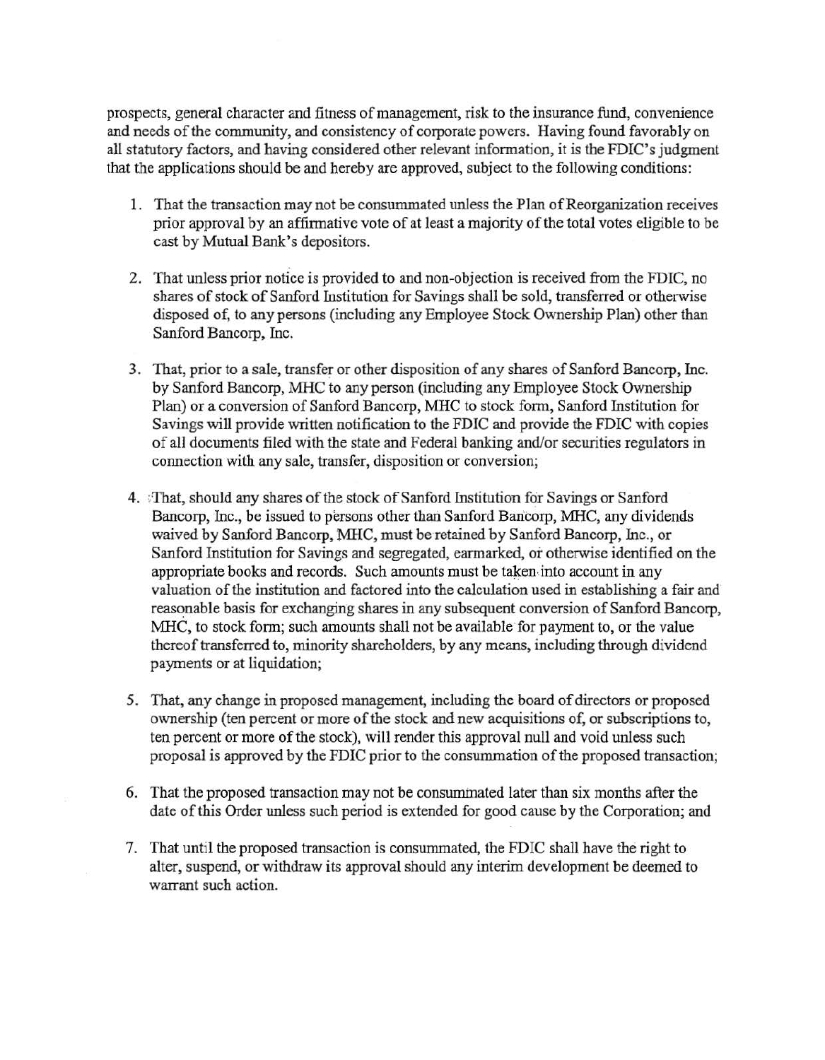prospects, general character and fitness of management, risk to the insurance fund, convenience and needs of the community, and consistency of corporate powers. Having found favorably on all statutory factors, and having considered other relevant information, it is the FDIC's judgment that the applications should be and hereby are approved, subject to the following conditions:

1. That the transaction may not be consummated unless the Plan of Reorganization receives prior approval by an affirmative vote of at least a majority of the total votes eligible to be cast by Mutual Bank's depositors.

2. That unless prior notice is provided to and non-objection is received from the FDIC, no shares of stock of Sanford Institution for Savings shall be sold, transferred or otherwise disposed of, to any persons (including any Employee Stock Ownership Plan) other than Sanford Bancorp, Inc.

3. That, prior to a sale, transfer or other disposition of any shares of Sanford Bancorp, Inc. by Sanford Bancorp, MHC to any person (including any Employee Stock Ownership Plan) or a conversion of Sanford Bancorp, MHC to stock form, Sanford Institution for Savings will provide written notification to the FDIC and provide the FDIC with copies of all documents filed with the state and Federal banking and/or securities regulators in connection with any sale, transfer, disposition or conversion;

4. That, should any shares of the stock of Sanford Institution for Savings or Sanford Bancorp, Inc., be issued to persons other than Sanford Bancorp, MHC, any dividends waived by Sanford Bancorp, MHC, must be retained by Sanford Bancorp, Inc., or Sanford Institution for Savings and segregated, earmarked, or otherwise identified on the appropriate books and records. Such amounts must be taken into account in any valuation of the institution and factored into the calculation used in establishing a fair and reasonable basis for exchanging shares in any subsequent conversion of Sanford Bancorp, MHC, to stock form; such amounts shall not be available for payment to, or the value thereof transferred to, minority shareholders, by any means, including through dividend payments or at liquidation;

5. That, any change in proposed management, including the board of directors or proposed ownership (ten percent or more of the stock and new acquisitions of, or subscriptions to, ten percent or more of the stock), will render this approval null and void unless such proposal is approved by the FDIC prior to the consummation of the proposed transaction;

6. That the proposed transaction may not be consummated later than six months after the date of this Order unless such period is extended for good cause by the Corporation; and

7. That until the proposed transaction is consummated, the FDIC shall have the right to alter, suspend, or withdraw its approval should any interim development be deemed to warrant such action.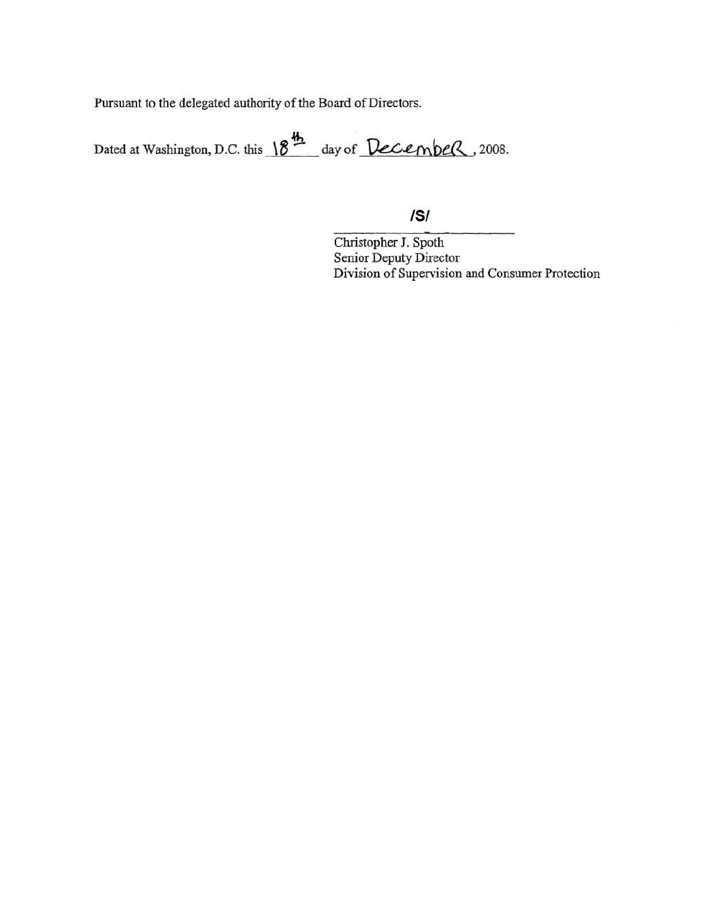Pursuant to the delegated authority of the Board of Directors.

Dated at Washington, D.C. this 18th day of December, 2008.

/S/

Christopher J. Spoth
Senior Deputy Director
Division of Supervision and Consumer Protection